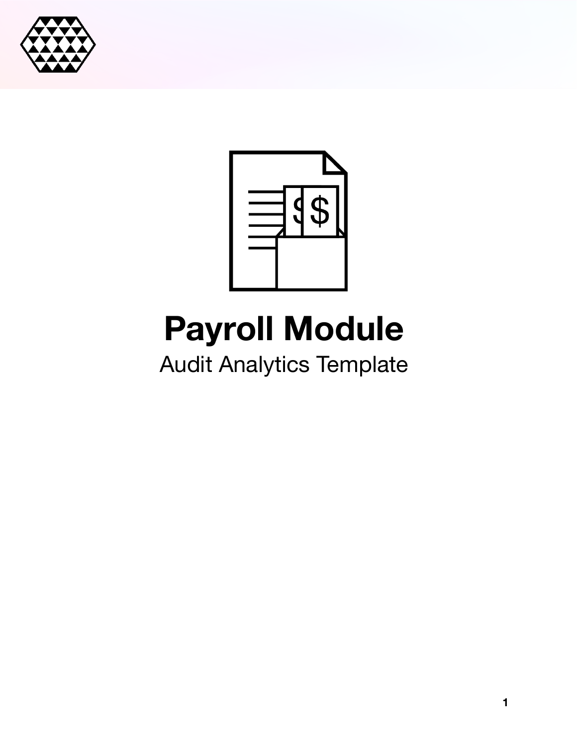# Payroll Module

Audit Analytics Template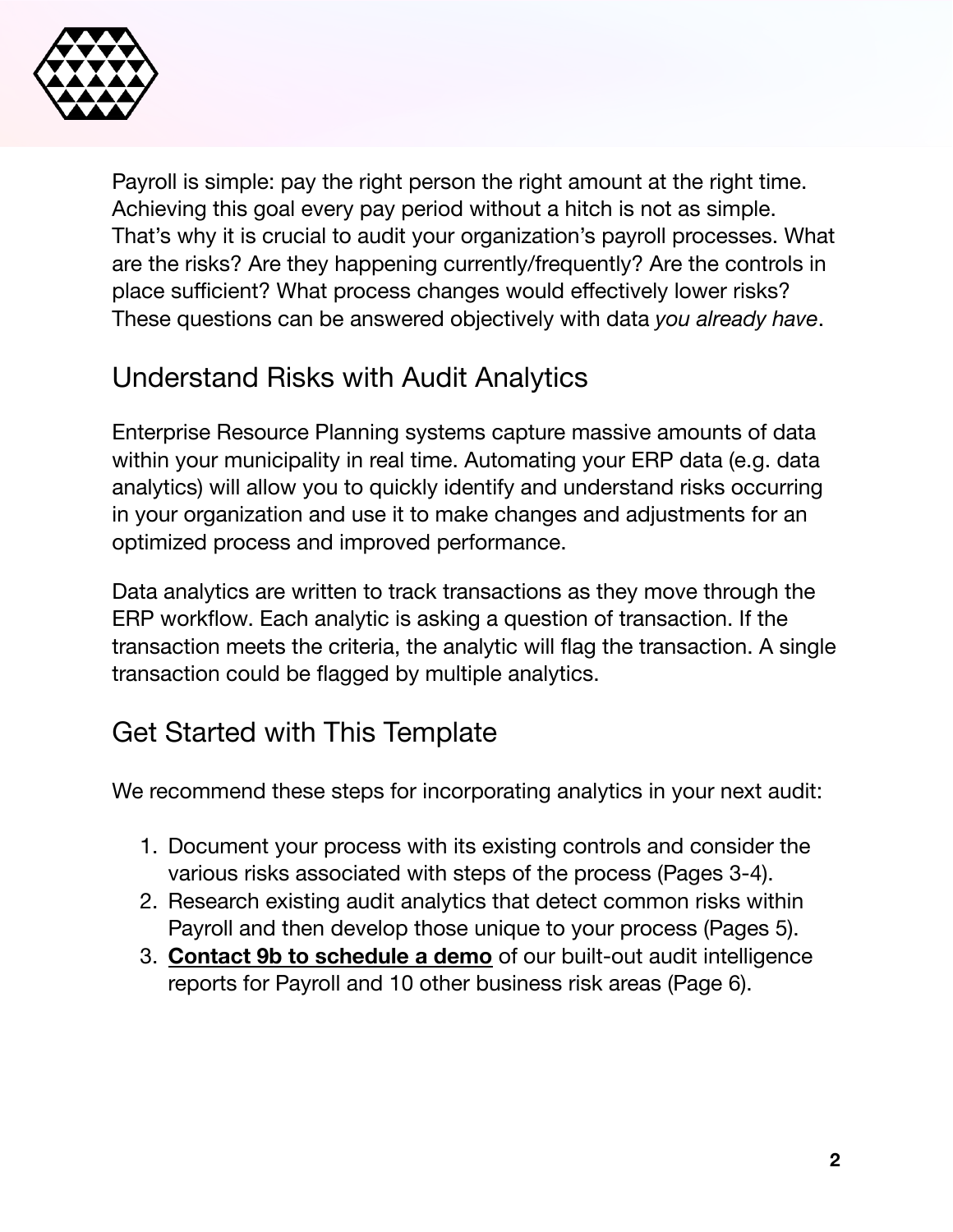Payroll is simple: pay the right person the right amount at the right time. Achieving this goal every pay period without a hitch is not as simple. That's why it is crucial to audit your organization's payroll processes. What are the risks? Are they happening currently/frequently? Are the controls in place sufficient? What process changes would effectively lower risks? These questions can be answered objectively with data *you already have*.

## Understand Risks with Audit Analytics

Enterprise Resource Planning systems capture massive amounts of data within your municipality in real time. Automating your ERP data (e.g. data analytics) will allow you to quickly identify and understand risks occurring in your organization and use it to make changes and adjustments for an optimized process and improved performance.

Data analytics are written to track transactions as they move through the ERP workflow. Each analytic is asking a question of transaction. If the transaction meets the criteria, the analytic will flag the transaction. A single transaction could be flagged by multiple analytics.

## Get Started with This Template

We recommend these steps for incorporating analytics in your next audit:

1. Document your process with its existing controls and consider the various risks associated with steps of the process (Pages 3-4).
2. Research existing audit analytics that detect common risks within Payroll and then develop those unique to your process (Pages 5).
3. **Contact 9b to schedule a demo** of our built-out audit intelligence reports for Payroll and 10 other business risk areas (Page 6).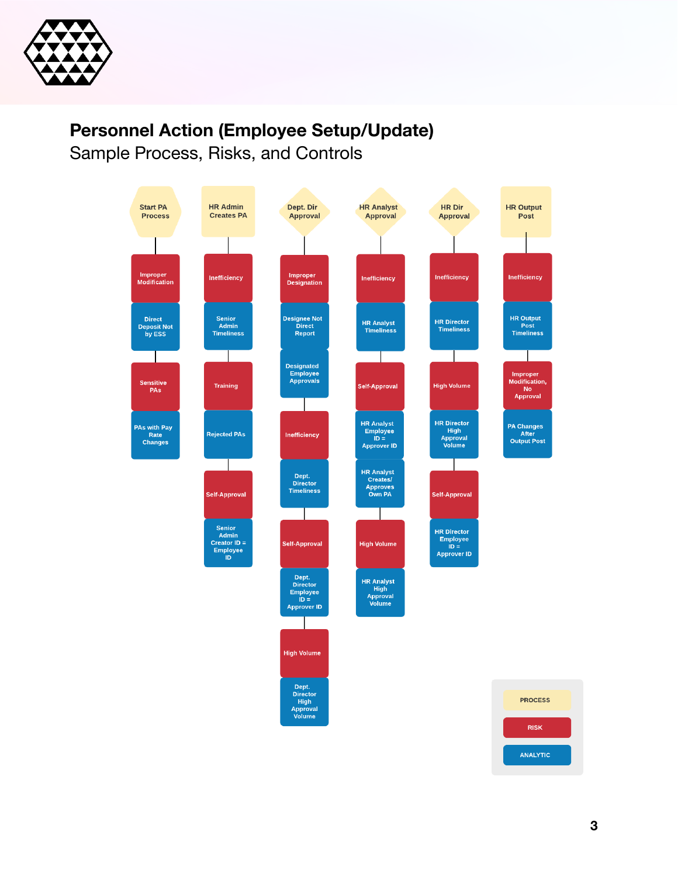# Personnel Action (Employee Setup/Update)

Sample Process, Risks, and Controls

**Start PA Process**
- Risk: Improper Modification
  - Analytic: Direct Deposit Not by ESS
- Risk: Sensitive PAs
  - Analytic: PAs with Pay Rate Changes

**HR Admin Creates PA**
- Risk: Inefficiency
  - Analytic: Senior Admin Timeliness
- Risk: Training
  - Analytic: Rejected PAs
- Risk: Self-Approval
  - Analytic: Senior Admin Creator ID = Employee ID

**Dept. Dir Approval**
- Risk: Improper Designation
  - Analytic: Designee Not Direct Report
  - Analytic: Designated Employee Approvals
- Risk: Inefficiency
  - Analytic: Dept. Director Timeliness
- Risk: Self-Approval
  - Analytic: Dept. Director Employee ID = Approver ID
- Risk: High Volume
  - Analytic: Dept. Director High Approval Volume

**HR Analyst Approval**
- Risk: Inefficiency
  - Analytic: HR Analyst Timeliness
- Risk: Self-Approval
  - Analytic: HR Analyst Employee ID = Approver ID
  - Analytic: HR Analyst Creates/ Approves Own PA
- Risk: High Volume
  - Analytic: HR Analyst High Approval Volume

**HR Dir Approval**
- Risk: Inefficiency
  - Analytic: HR Director Timeliness
- Risk: High Volume
  - Analytic: HR Director High Approval Volume
- Risk: Self-Approval
  - Analytic: HR Director Employee ID = Approver ID

**HR Output Post**
- Risk: Inefficiency
  - Analytic: HR Output Post Timeliness
- Risk: Improper Modification, No Approval
  - Analytic: PA Changes After Output Post

Legend: PROCESS | RISK | ANALYTIC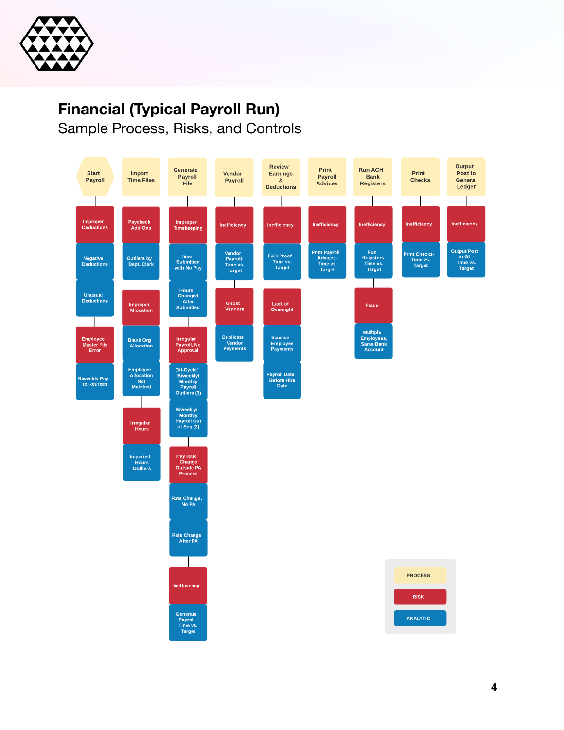# Financial (Typical Payroll Run)

Sample Process, Risks, and Controls

| Start Payroll | Import Time Files | Generate Payroll File | Vendor Payroll | Review Earnings & Deductions | Print Payroll Advices | Run ACH Bank Registers | Print Checks | Output Post to General Ledger |
|---|---|---|---|---|---|---|---|---|
| Improper Deductions | Paycheck Add-Ons | Improper Timekeeping | Inefficiency | Inefficiency | Inefficiency | Inefficiency | Inefficiency | Inefficiency |
| Negative Deductions | Outliers by Dept. Clerk | Time Submitted with No Pay | Vendor Payroll- Time vs. Target | E&D Proof- Time vs. Target | Print Payroll Advices- Time vs. Target | Run Registers- Time vs. Target | Print Checks- Time vs. Target | Output Post to GL - Time vs. Target |
| Unusual Deductions | Improper Allocation | Hours Changed After Submitted | Ghost Vendors | Lack of Oversight | | Fraud | | |
| Employee Master File Error | Blank Org Allocation | Irregular Payroll, No Approval | Duplicate Vendor Payments | Inactive Employee Payments | | Mulitple Employees, Same Bank Account | | |
| Biweekly Pay to Retirees | Employee Allocation Not Matched | Off-Cycle/ Biweekly/ Monthly Payroll Outliers (3) | | Payroll Date Before Hire Date | | | | |
| | Irregular Hours | Biweekly/ Monthly Payroll Out of Seq (2) | | | | | | |
| | Imported Hours Outliers | Pay Rate Change Outside PA Process | | | | | | |
| | | Rate Change, No PA | | | | | | |
| | | Rate Change After PA | | | | | | |
| | | Inefficiency | | | | | | |
| | | Generate Payroll - Time vs. Target | | | | | | |

PROCESS

RISK

ANALYTIC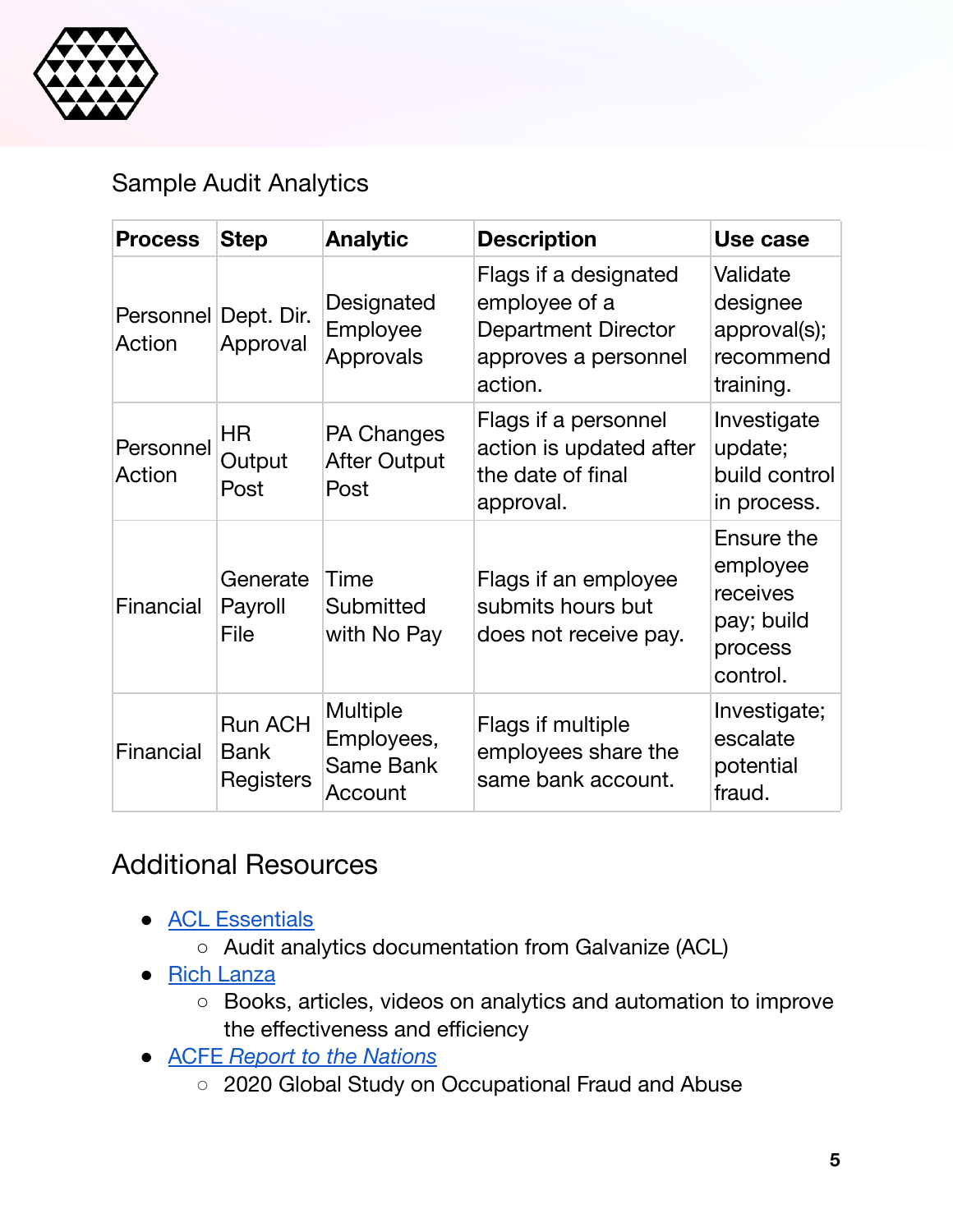## Sample Audit Analytics

| Process | Step | Analytic | Description | Use case |
|---|---|---|---|---|
| Personnel Action | Dept. Dir. Approval | Designated Employee Approvals | Flags if a designated employee of a Department Director approves a personnel action. | Validate designee approval(s); recommend training. |
| Personnel Action | HR Output Post | PA Changes After Output Post | Flags if a personnel action is updated after the date of final approval. | Investigate update; build control in process. |
| Financial | Generate Payroll File | Time Submitted with No Pay | Flags if an employee submits hours but does not receive pay. | Ensure the employee receives pay; build process control. |
| Financial | Run ACH Bank Registers | Multiple Employees, Same Bank Account | Flags if multiple employees share the same bank account. | Investigate; escalate potential fraud. |

## Additional Resources

- ACL Essentials
  - Audit analytics documentation from Galvanize (ACL)
- Rich Lanza
  - Books, articles, videos on analytics and automation to improve the effectiveness and efficiency
- ACFE *Report to the Nations*
  - 2020 Global Study on Occupational Fraud and Abuse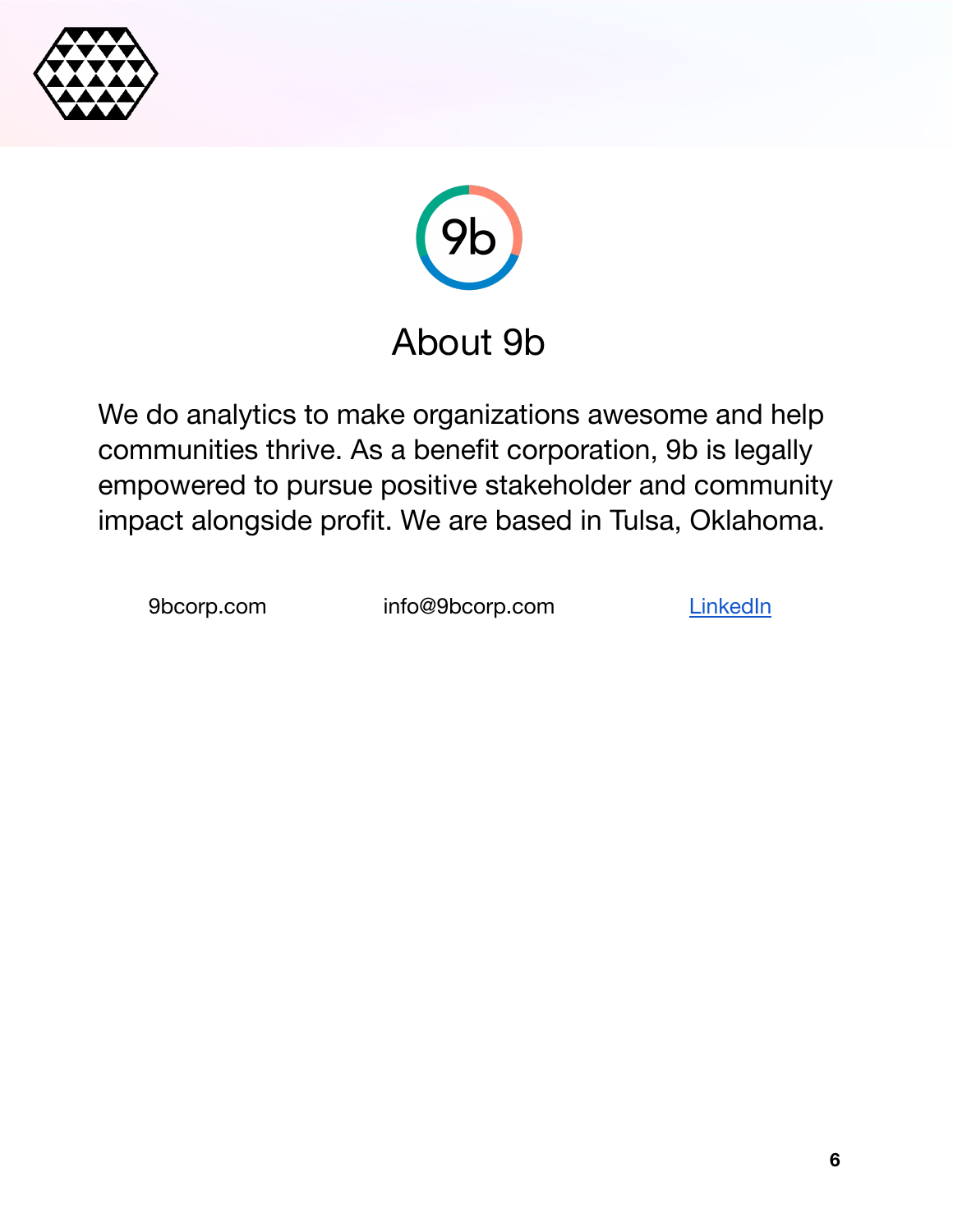## About 9b

We do analytics to make organizations awesome and help communities thrive. As a benefit corporation, 9b is legally empowered to pursue positive stakeholder and community impact alongside profit. We are based in Tulsa, Oklahoma.

9bcorp.com    info@9bcorp.com    LinkedIn